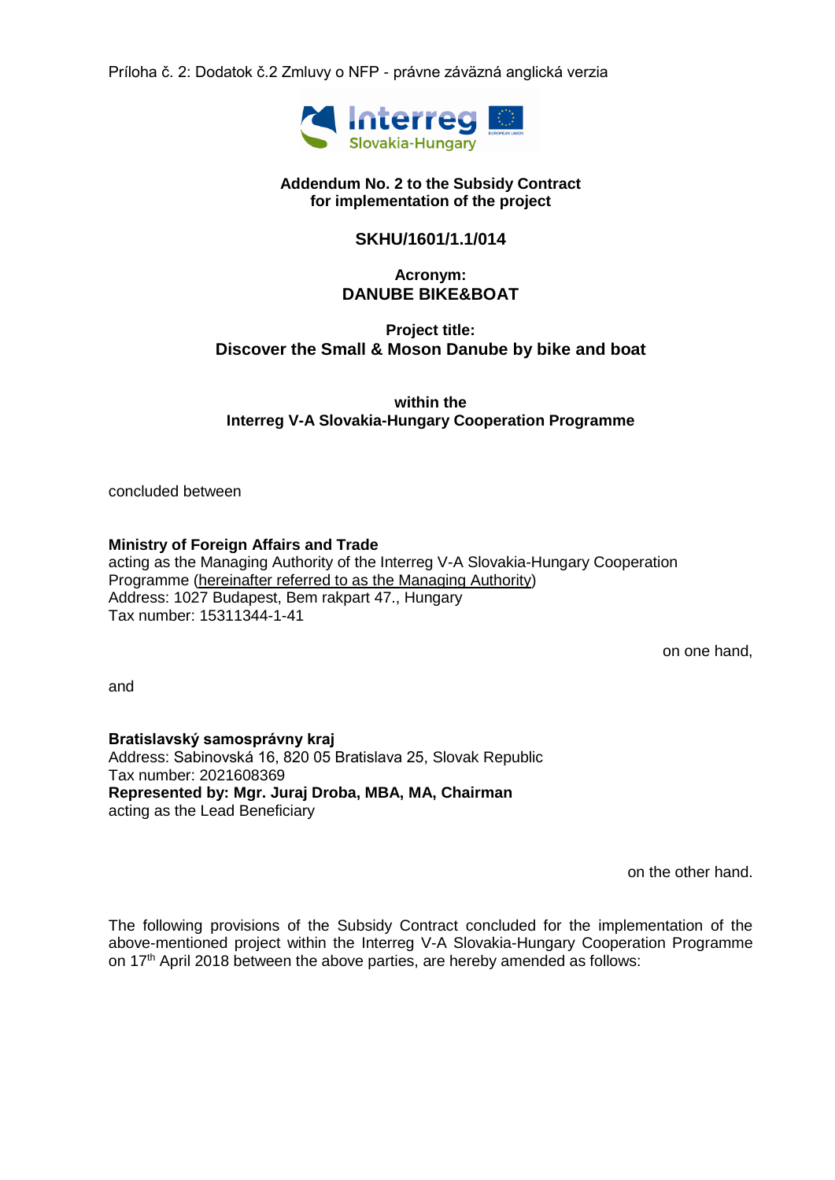Príloha č. 2: Dodatok č.2 Zmluvy o NFP - právne záväzná anglická verzia

**Addendum No. 2 to the Subsidy Contract**
**for implementation of the project**

**SKHU/1601/1.1/014**

**Acronym:**
**DANUBE BIKE&BOAT**

**Project title:**
**Discover the Small & Moson Danube by bike and boat**

**within the**
**Interreg V-A Slovakia-Hungary Cooperation Programme**

concluded between

**Ministry of Foreign Affairs and Trade**
acting as the Managing Authority of the Interreg V-A Slovakia-Hungary Cooperation Programme (hereinafter referred to as the Managing Authority)
Address: 1027 Budapest, Bem rakpart 47., Hungary
Tax number: 15311344-1-41

on one hand,

and

**Bratislavský samosprávny kraj**
Address: Sabinovská 16, 820 05 Bratislava 25, Slovak Republic
Tax number: 2021608369
**Represented by: Mgr. Juraj Droba, MBA, MA, Chairman**
acting as the Lead Beneficiary

on the other hand.

The following provisions of the Subsidy Contract concluded for the implementation of the above-mentioned project within the Interreg V-A Slovakia-Hungary Cooperation Programme on 17th April 2018 between the above parties, are hereby amended as follows: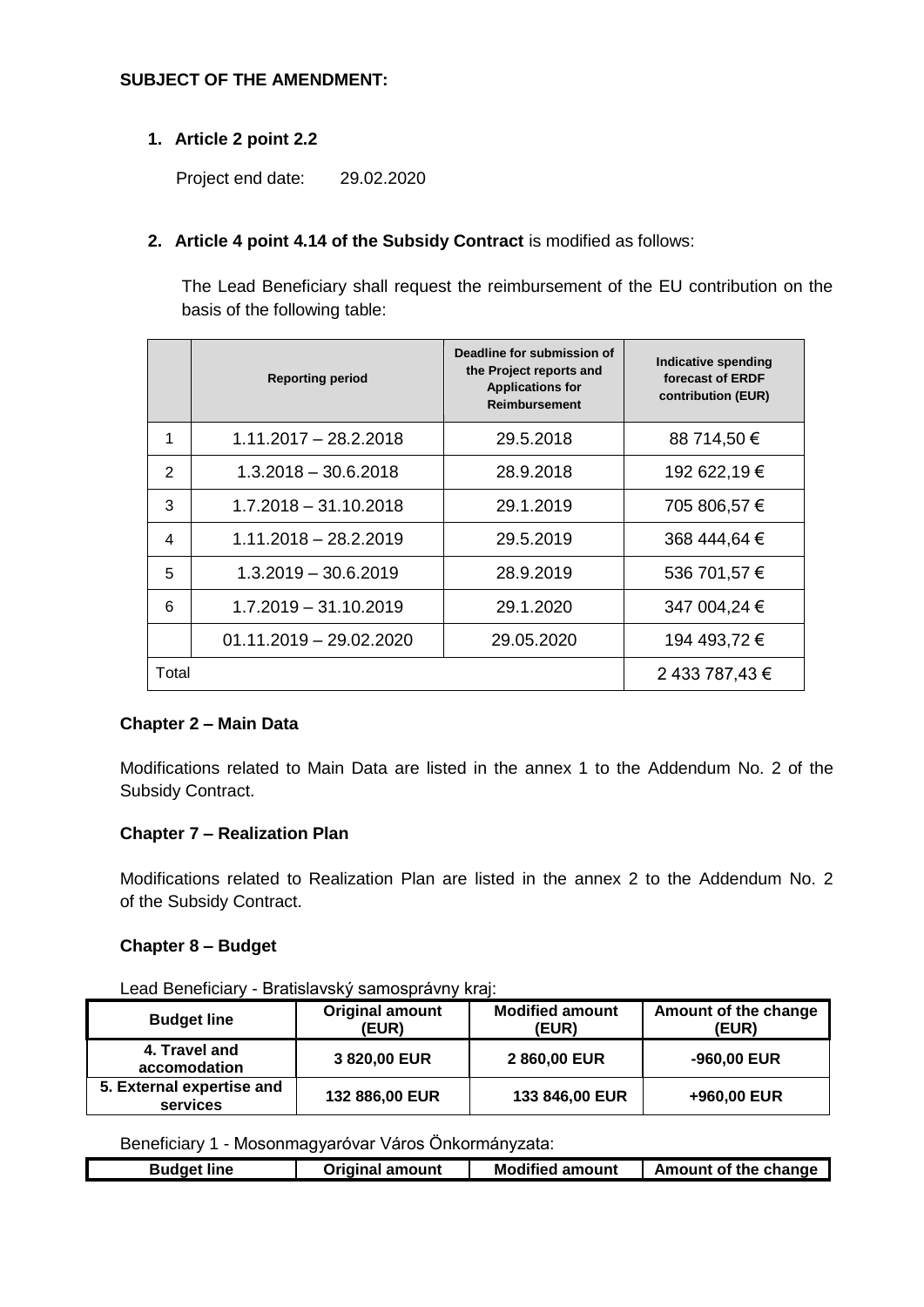**SUBJECT OF THE AMENDMENT:**

1. **Article 2 point 2.2**

   Project end date: 29.02.2020

2. **Article 4 point 4.14 of the Subsidy Contract** is modified as follows:

   The Lead Beneficiary shall request the reimbursement of the EU contribution on the basis of the following table:

|  | Reporting period | Deadline for submission of the Project reports and Applications for Reimbursement | Indicative spending forecast of ERDF contribution (EUR) |
|---|---|---|---|
| 1 | 1.11.2017 – 28.2.2018 | 29.5.2018 | 88 714,50 € |
| 2 | 1.3.2018 – 30.6.2018 | 28.9.2018 | 192 622,19 € |
| 3 | 1.7.2018 – 31.10.2018 | 29.1.2019 | 705 806,57 € |
| 4 | 1.11.2018 – 28.2.2019 | 29.5.2019 | 368 444,64 € |
| 5 | 1.3.2019 – 30.6.2019 | 28.9.2019 | 536 701,57 € |
| 6 | 1.7.2019 – 31.10.2019 | 29.1.2020 | 347 004,24 € |
|  | 01.11.2019 – 29.02.2020 | 29.05.2020 | 194 493,72 € |
| Total | | | 2 433 787,43 € |

**Chapter 2 – Main Data**

Modifications related to Main Data are listed in the annex 1 to the Addendum No. 2 of the Subsidy Contract.

**Chapter 7 – Realization Plan**

Modifications related to Realization Plan are listed in the annex 2 to the Addendum No. 2 of the Subsidy Contract.

**Chapter 8 – Budget**

Lead Beneficiary - Bratislavský samosprávny kraj:

| Budget line | Original amount (EUR) | Modified amount (EUR) | Amount of the change (EUR) |
|---|---|---|---|
| 4. Travel and accomodation | 3 820,00 EUR | 2 860,00 EUR | -960,00 EUR |
| 5. External expertise and services | 132 886,00 EUR | 133 846,00 EUR | +960,00 EUR |

Beneficiary 1 - Mosonmagyaróvar Város Önkormányzata:

| Budget line | Original amount | Modified amount | Amount of the change |
|---|---|---|---|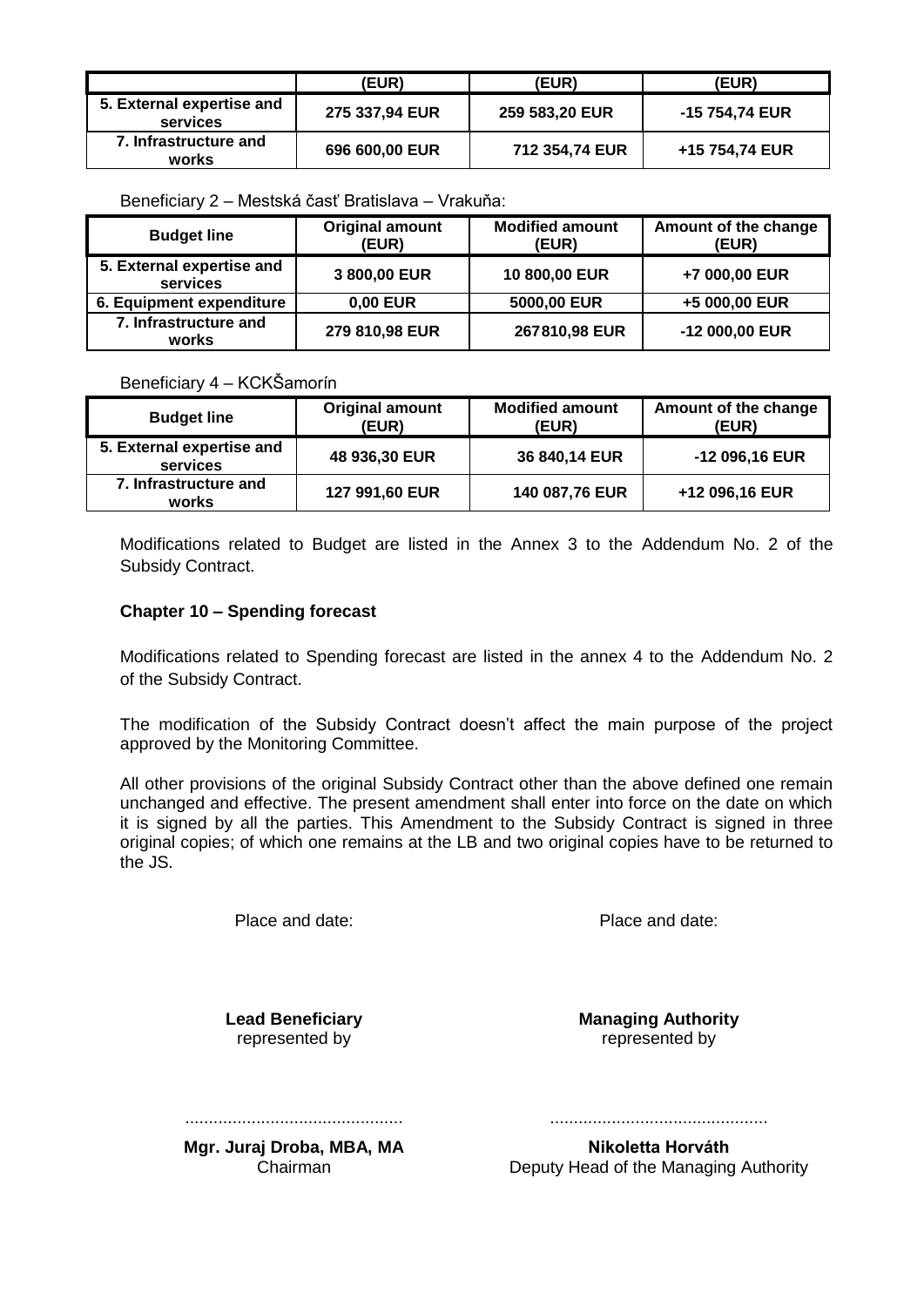| | (EUR) | (EUR) | (EUR) |
|---|---|---|---|
| 5. External expertise and services | 275 337,94 EUR | 259 583,20 EUR | -15 754,74 EUR |
| 7. Infrastructure and works | 696 600,00 EUR | 712 354,74 EUR | +15 754,74 EUR |

Beneficiary 2 – Mestská časť Bratislava – Vrakuňa:

| Budget line | Original amount (EUR) | Modified amount (EUR) | Amount of the change (EUR) |
|---|---|---|---|
| 5. External expertise and services | 3 800,00 EUR | 10 800,00 EUR | +7 000,00 EUR |
| 6. Equipment expenditure | 0,00 EUR | 5000,00 EUR | +5 000,00 EUR |
| 7. Infrastructure and works | 279 810,98 EUR | 267810,98 EUR | -12 000,00 EUR |

Beneficiary 4 – KCKŠamorín

| Budget line | Original amount (EUR) | Modified amount (EUR) | Amount of the change (EUR) |
|---|---|---|---|
| 5. External expertise and services | 48 936,30 EUR | 36 840,14 EUR | -12 096,16 EUR |
| 7. Infrastructure and works | 127 991,60 EUR | 140 087,76 EUR | +12 096,16 EUR |

Modifications related to Budget are listed in the Annex 3 to the Addendum No. 2 of the Subsidy Contract.

**Chapter 10 – Spending forecast**

Modifications related to Spending forecast are listed in the annex 4 to the Addendum No. 2 of the Subsidy Contract.

The modification of the Subsidy Contract doesn't affect the main purpose of the project approved by the Monitoring Committee.

All other provisions of the original Subsidy Contract other than the above defined one remain unchanged and effective. The present amendment shall enter into force on the date on which it is signed by all the parties. This Amendment to the Subsidy Contract is signed in three original copies; of which one remains at the LB and two original copies have to be returned to the JS.

Place and date:

**Lead Beneficiary**
represented by

..............................................

**Mgr. Juraj Droba, MBA, MA**
Chairman

Place and date:

**Managing Authority**
represented by

..............................................

**Nikoletta Horváth**
Deputy Head of the Managing Authority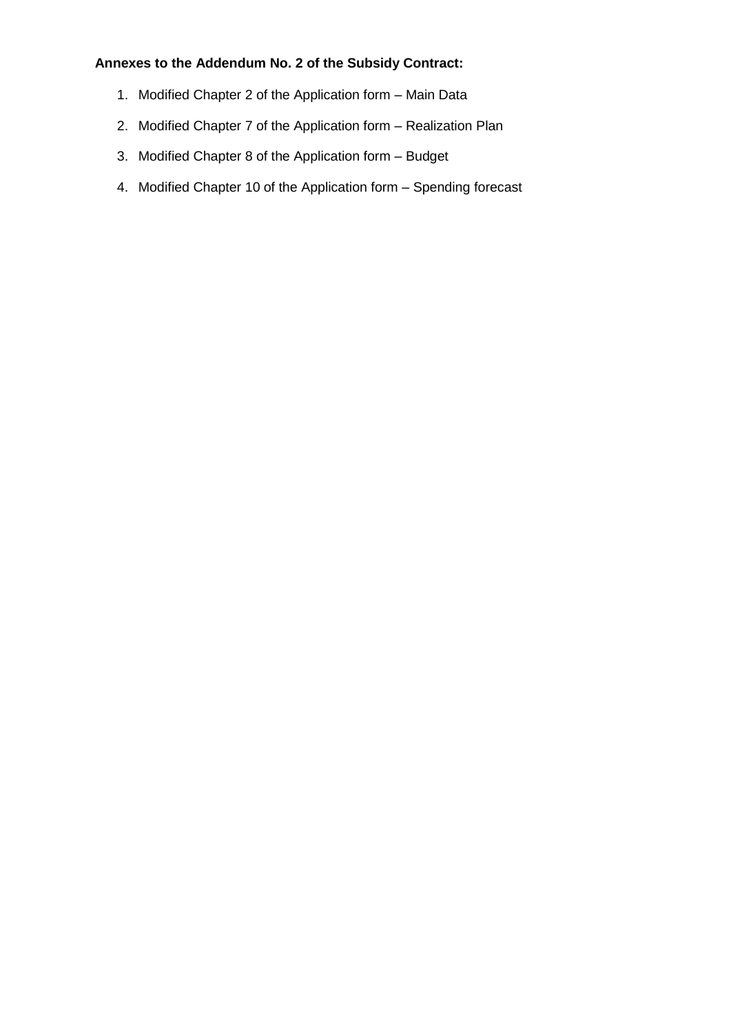**Annexes to the Addendum No. 2 of the Subsidy Contract:**

1. Modified Chapter 2 of the Application form – Main Data
2. Modified Chapter 7 of the Application form – Realization Plan
3. Modified Chapter 8 of the Application form – Budget
4. Modified Chapter 10 of the Application form – Spending forecast